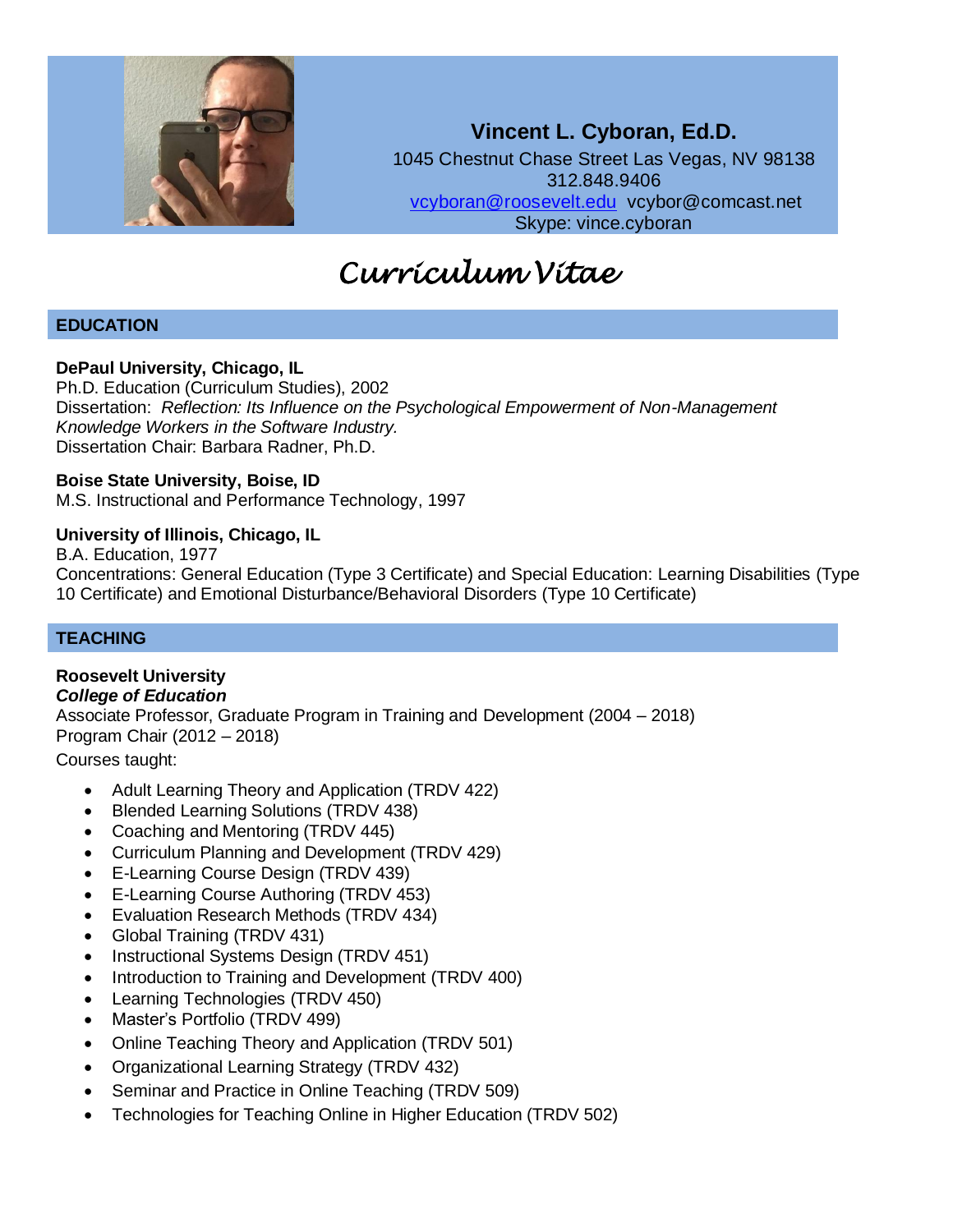# Vincent L. Cyboran, Ed.D.

1045 Chestnut Chase Street Las Vegas, NV 98138
312.848.9406
vcyboran@roosevelt.edu vcybor@comcast.net
Skype: vince.cyboran

# *Curriculum Vitae*

## EDUCATION

**DePaul University, Chicago, IL**
Ph.D. Education (Curriculum Studies), 2002
Dissertation: *Reflection: Its Influence on the Psychological Empowerment of Non-Management Knowledge Workers in the Software Industry.*
Dissertation Chair: Barbara Radner, Ph.D.

**Boise State University, Boise, ID**
M.S. Instructional and Performance Technology, 1997

**University of Illinois, Chicago, IL**
B.A. Education, 1977
Concentrations: General Education (Type 3 Certificate) and Special Education: Learning Disabilities (Type 10 Certificate) and Emotional Disturbance/Behavioral Disorders (Type 10 Certificate)

## TEACHING

**Roosevelt University**
***College of Education***
Associate Professor, Graduate Program in Training and Development (2004 – 2018)
Program Chair (2012 – 2018)
Courses taught:

- Adult Learning Theory and Application (TRDV 422)
- Blended Learning Solutions (TRDV 438)
- Coaching and Mentoring (TRDV 445)
- Curriculum Planning and Development (TRDV 429)
- E-Learning Course Design (TRDV 439)
- E-Learning Course Authoring (TRDV 453)
- Evaluation Research Methods (TRDV 434)
- Global Training (TRDV 431)
- Instructional Systems Design (TRDV 451)
- Introduction to Training and Development (TRDV 400)
- Learning Technologies (TRDV 450)
- Master's Portfolio (TRDV 499)
- Online Teaching Theory and Application (TRDV 501)
- Organizational Learning Strategy (TRDV 432)
- Seminar and Practice in Online Teaching (TRDV 509)
- Technologies for Teaching Online in Higher Education (TRDV 502)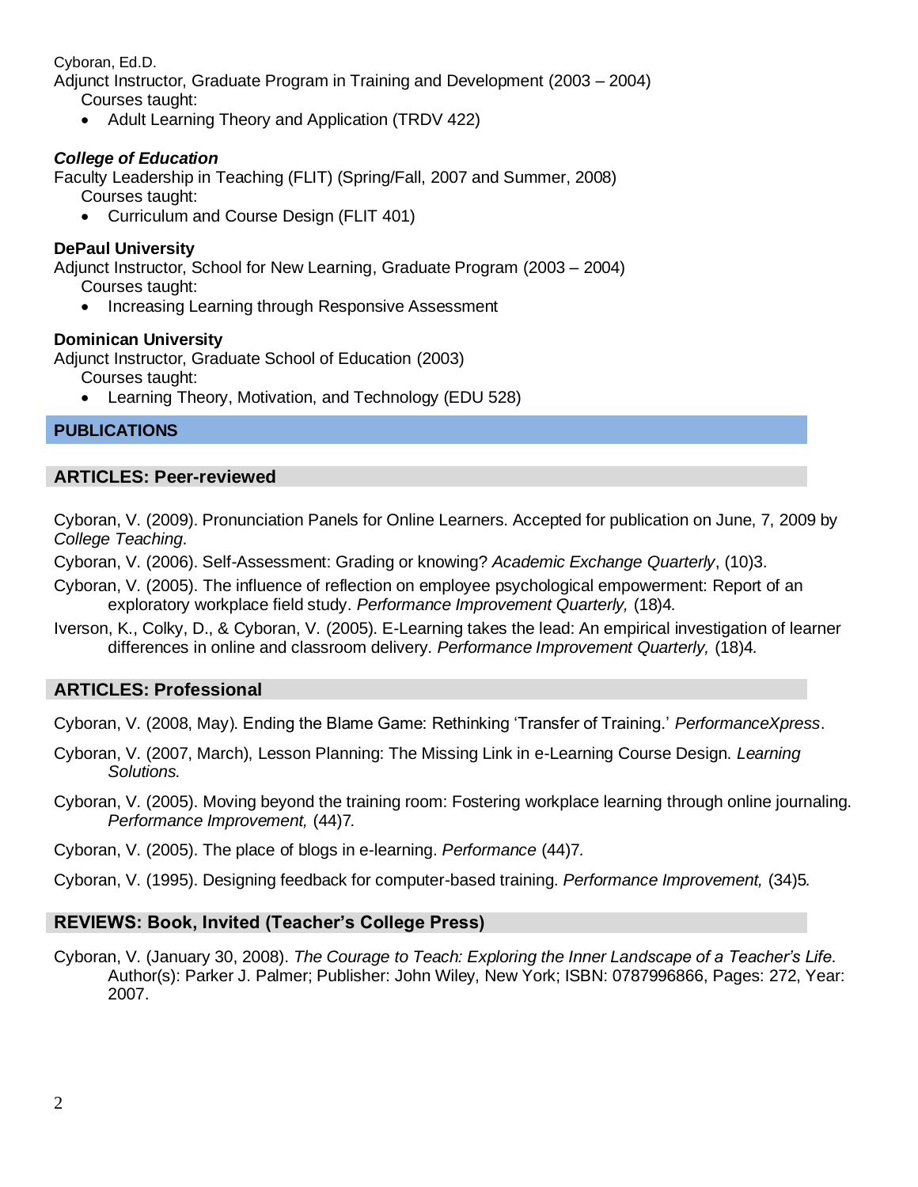Adjunct Instructor, Graduate Program in Training and Development (2003 – 2004)

Courses taught:

- Adult Learning Theory and Application (TRDV 422)

***College of Education***

Faculty Leadership in Teaching (FLIT) (Spring/Fall, 2007 and Summer, 2008)

Courses taught:

- Curriculum and Course Design (FLIT 401)

**DePaul University**

Adjunct Instructor, School for New Learning, Graduate Program (2003 – 2004)

Courses taught:

- Increasing Learning through Responsive Assessment

**Dominican University**

Adjunct Instructor, Graduate School of Education (2003)

Courses taught:

- Learning Theory, Motivation, and Technology (EDU 528)

## PUBLICATIONS

### ARTICLES: Peer-reviewed

Cyboran, V. (2009). Pronunciation Panels for Online Learners. Accepted for publication on June, 7, 2009 by *College Teaching*.

Cyboran, V. (2006). Self-Assessment: Grading or knowing? *Academic Exchange Quarterly*, (10)3.

Cyboran, V. (2005). The influence of reflection on employee psychological empowerment: Report of an exploratory workplace field study. *Performance Improvement Quarterly,* (18)4.

Iverson, K., Colky, D., & Cyboran, V. (2005). E-Learning takes the lead: An empirical investigation of learner differences in online and classroom delivery. *Performance Improvement Quarterly,* (18)4.

### ARTICLES: Professional

Cyboran, V. (2008, May). Ending the Blame Game: Rethinking 'Transfer of Training.' *PerformanceXpress*.

Cyboran, V. (2007, March), Lesson Planning: The Missing Link in e-Learning Course Design. *Learning Solutions.*

Cyboran, V. (2005). Moving beyond the training room: Fostering workplace learning through online journaling. *Performance Improvement,* (44)7.

Cyboran, V. (2005). The place of blogs in e-learning. *Performance* (44)7.

Cyboran, V. (1995). Designing feedback for computer-based training. *Performance Improvement,* (34)5.

### REVIEWS: Book, Invited (Teacher's College Press)

Cyboran, V. (January 30, 2008). *The Courage to Teach: Exploring the Inner Landscape of a Teacher's Life.* Author(s): Parker J. Palmer; Publisher: John Wiley, New York; ISBN: 0787996866, Pages: 272, Year: 2007.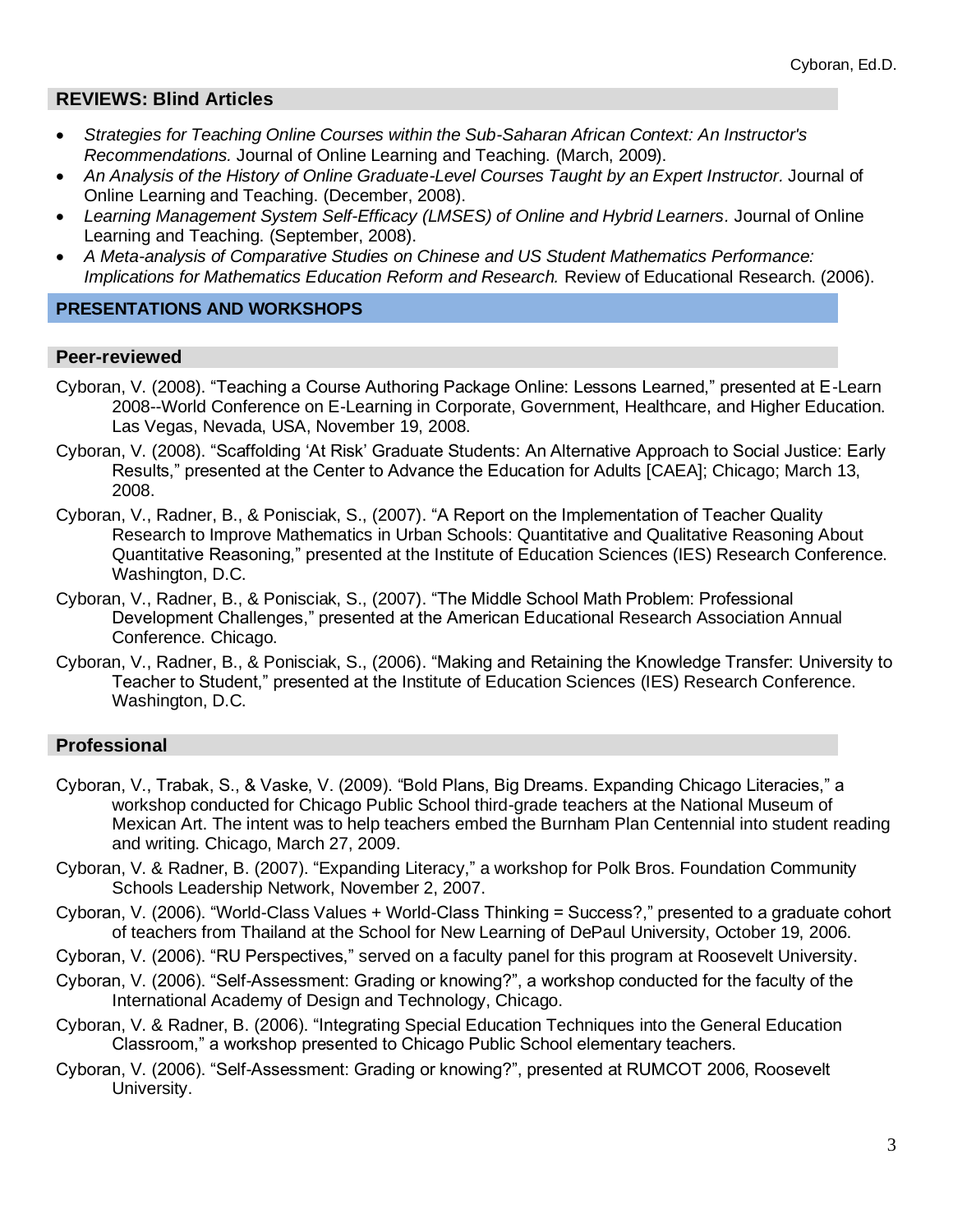## REVIEWS: Blind Articles

- *Strategies for Teaching Online Courses within the Sub-Saharan African Context: An Instructor's Recommendations.* Journal of Online Learning and Teaching. (March, 2009).
- *An Analysis of the History of Online Graduate-Level Courses Taught by an Expert Instructor.* Journal of Online Learning and Teaching. (December, 2008).
- *Learning Management System Self-Efficacy (LMSES) of Online and Hybrid Learners*. Journal of Online Learning and Teaching. (September, 2008).
- *A Meta-analysis of Comparative Studies on Chinese and US Student Mathematics Performance: Implications for Mathematics Education Reform and Research.* Review of Educational Research. (2006).

## PRESENTATIONS AND WORKSHOPS

### Peer-reviewed

Cyboran, V. (2008). "Teaching a Course Authoring Package Online: Lessons Learned," presented at E-Learn 2008--World Conference on E-Learning in Corporate, Government, Healthcare, and Higher Education. Las Vegas, Nevada, USA, November 19, 2008.

Cyboran, V. (2008). "Scaffolding 'At Risk' Graduate Students: An Alternative Approach to Social Justice: Early Results," presented at the Center to Advance the Education for Adults [CAEA]; Chicago; March 13, 2008.

Cyboran, V., Radner, B., & Ponisciak, S., (2007). "A Report on the Implementation of Teacher Quality Research to Improve Mathematics in Urban Schools: Quantitative and Qualitative Reasoning About Quantitative Reasoning," presented at the Institute of Education Sciences (IES) Research Conference. Washington, D.C.

Cyboran, V., Radner, B., & Ponisciak, S., (2007). "The Middle School Math Problem: Professional Development Challenges," presented at the American Educational Research Association Annual Conference. Chicago.

Cyboran, V., Radner, B., & Ponisciak, S., (2006). "Making and Retaining the Knowledge Transfer: University to Teacher to Student," presented at the Institute of Education Sciences (IES) Research Conference. Washington, D.C.

### Professional

Cyboran, V., Trabak, S., & Vaske, V. (2009). "Bold Plans, Big Dreams. Expanding Chicago Literacies," a workshop conducted for Chicago Public School third-grade teachers at the National Museum of Mexican Art. The intent was to help teachers embed the Burnham Plan Centennial into student reading and writing. Chicago, March 27, 2009.

Cyboran, V. & Radner, B. (2007). "Expanding Literacy," a workshop for Polk Bros. Foundation Community Schools Leadership Network, November 2, 2007.

Cyboran, V. (2006). "World-Class Values + World-Class Thinking = Success?," presented to a graduate cohort of teachers from Thailand at the School for New Learning of DePaul University, October 19, 2006.

Cyboran, V. (2006). "RU Perspectives," served on a faculty panel for this program at Roosevelt University.

Cyboran, V. (2006). "Self-Assessment: Grading or knowing?", a workshop conducted for the faculty of the International Academy of Design and Technology, Chicago.

Cyboran, V. & Radner, B. (2006). "Integrating Special Education Techniques into the General Education Classroom," a workshop presented to Chicago Public School elementary teachers.

Cyboran, V. (2006). "Self-Assessment: Grading or knowing?", presented at RUMCOT 2006, Roosevelt University.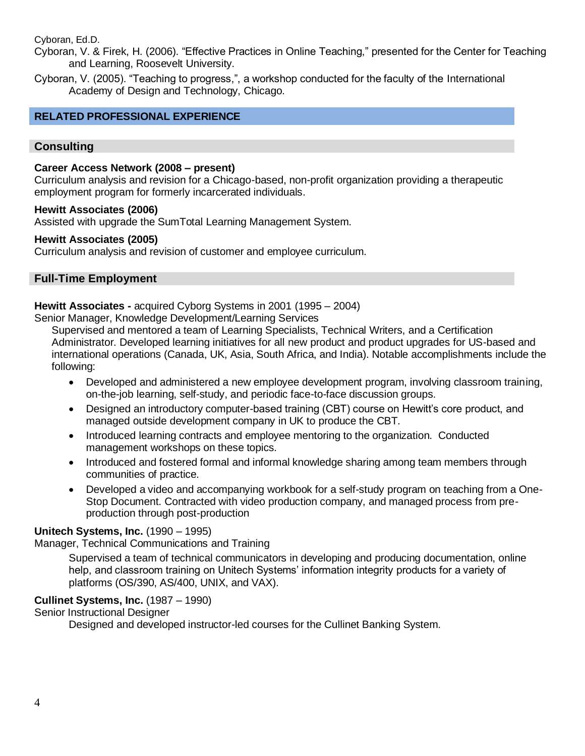Cyboran, V. & Firek, H. (2006). "Effective Practices in Online Teaching," presented for the Center for Teaching and Learning, Roosevelt University.

Cyboran, V. (2005). "Teaching to progress,", a workshop conducted for the faculty of the International Academy of Design and Technology, Chicago.

## RELATED PROFESSIONAL EXPERIENCE

### Consulting

**Career Access Network (2008 – present)**
Curriculum analysis and revision for a Chicago-based, non-profit organization providing a therapeutic employment program for formerly incarcerated individuals.

**Hewitt Associates (2006)**
Assisted with upgrade the SumTotal Learning Management System.

**Hewitt Associates (2005)**
Curriculum analysis and revision of customer and employee curriculum.

### Full-Time Employment

**Hewitt Associates -** acquired Cyborg Systems in 2001 (1995 – 2004)
Senior Manager, Knowledge Development/Learning Services

Supervised and mentored a team of Learning Specialists, Technical Writers, and a Certification Administrator. Developed learning initiatives for all new product and product upgrades for US-based and international operations (Canada, UK, Asia, South Africa, and India). Notable accomplishments include the following:

- Developed and administered a new employee development program, involving classroom training, on-the-job learning, self-study, and periodic face-to-face discussion groups.
- Designed an introductory computer-based training (CBT) course on Hewitt's core product, and managed outside development company in UK to produce the CBT.
- Introduced learning contracts and employee mentoring to the organization. Conducted management workshops on these topics.
- Introduced and fostered formal and informal knowledge sharing among team members through communities of practice.
- Developed a video and accompanying workbook for a self-study program on teaching from a One-Stop Document. Contracted with video production company, and managed process from pre-production through post-production

**Unitech Systems, Inc.** (1990 – 1995)
Manager, Technical Communications and Training

Supervised a team of technical communicators in developing and producing documentation, online help, and classroom training on Unitech Systems' information integrity products for a variety of platforms (OS/390, AS/400, UNIX, and VAX).

**Cullinet Systems, Inc.** (1987 – 1990)
Senior Instructional Designer

Designed and developed instructor-led courses for the Cullinet Banking System.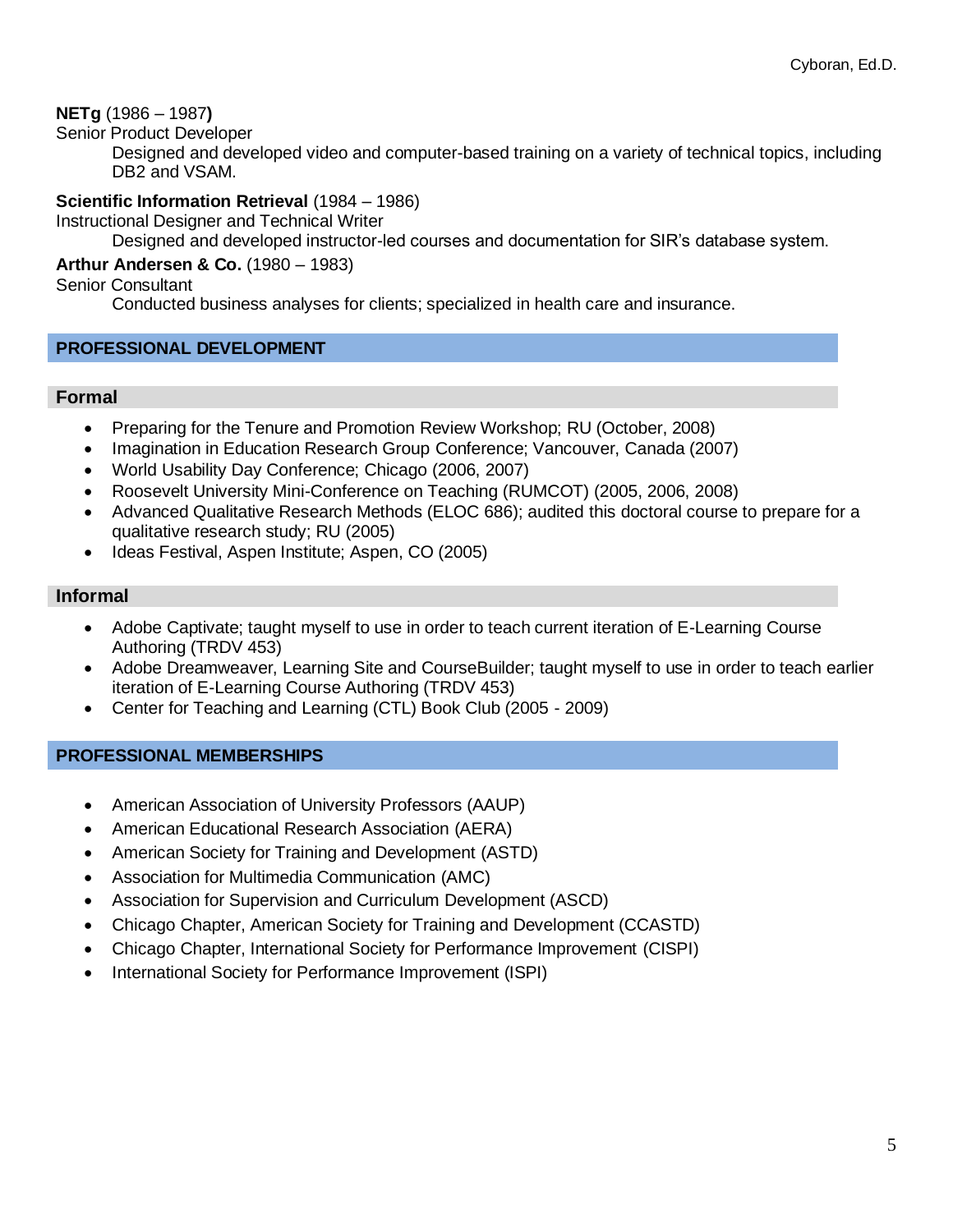**NETg** (1986 – 1987**)**

Senior Product Developer

Designed and developed video and computer-based training on a variety of technical topics, including DB2 and VSAM.

**Scientific Information Retrieval** (1984 – 1986)

Instructional Designer and Technical Writer

Designed and developed instructor-led courses and documentation for SIR's database system.

**Arthur Andersen & Co.** (1980 – 1983)

Senior Consultant

Conducted business analyses for clients; specialized in health care and insurance.

## PROFESSIONAL DEVELOPMENT

### Formal

- Preparing for the Tenure and Promotion Review Workshop; RU (October, 2008)
- Imagination in Education Research Group Conference; Vancouver, Canada (2007)
- World Usability Day Conference; Chicago (2006, 2007)
- Roosevelt University Mini-Conference on Teaching (RUMCOT) (2005, 2006, 2008)
- Advanced Qualitative Research Methods (ELOC 686); audited this doctoral course to prepare for a qualitative research study; RU (2005)
- Ideas Festival, Aspen Institute; Aspen, CO (2005)

### Informal

- Adobe Captivate; taught myself to use in order to teach current iteration of E-Learning Course Authoring (TRDV 453)
- Adobe Dreamweaver, Learning Site and CourseBuilder; taught myself to use in order to teach earlier iteration of E-Learning Course Authoring (TRDV 453)
- Center for Teaching and Learning (CTL) Book Club (2005 - 2009)

## PROFESSIONAL MEMBERSHIPS

- American Association of University Professors (AAUP)
- American Educational Research Association (AERA)
- American Society for Training and Development (ASTD)
- Association for Multimedia Communication (AMC)
- Association for Supervision and Curriculum Development (ASCD)
- Chicago Chapter, American Society for Training and Development (CCASTD)
- Chicago Chapter, International Society for Performance Improvement (CISPI)
- International Society for Performance Improvement (ISPI)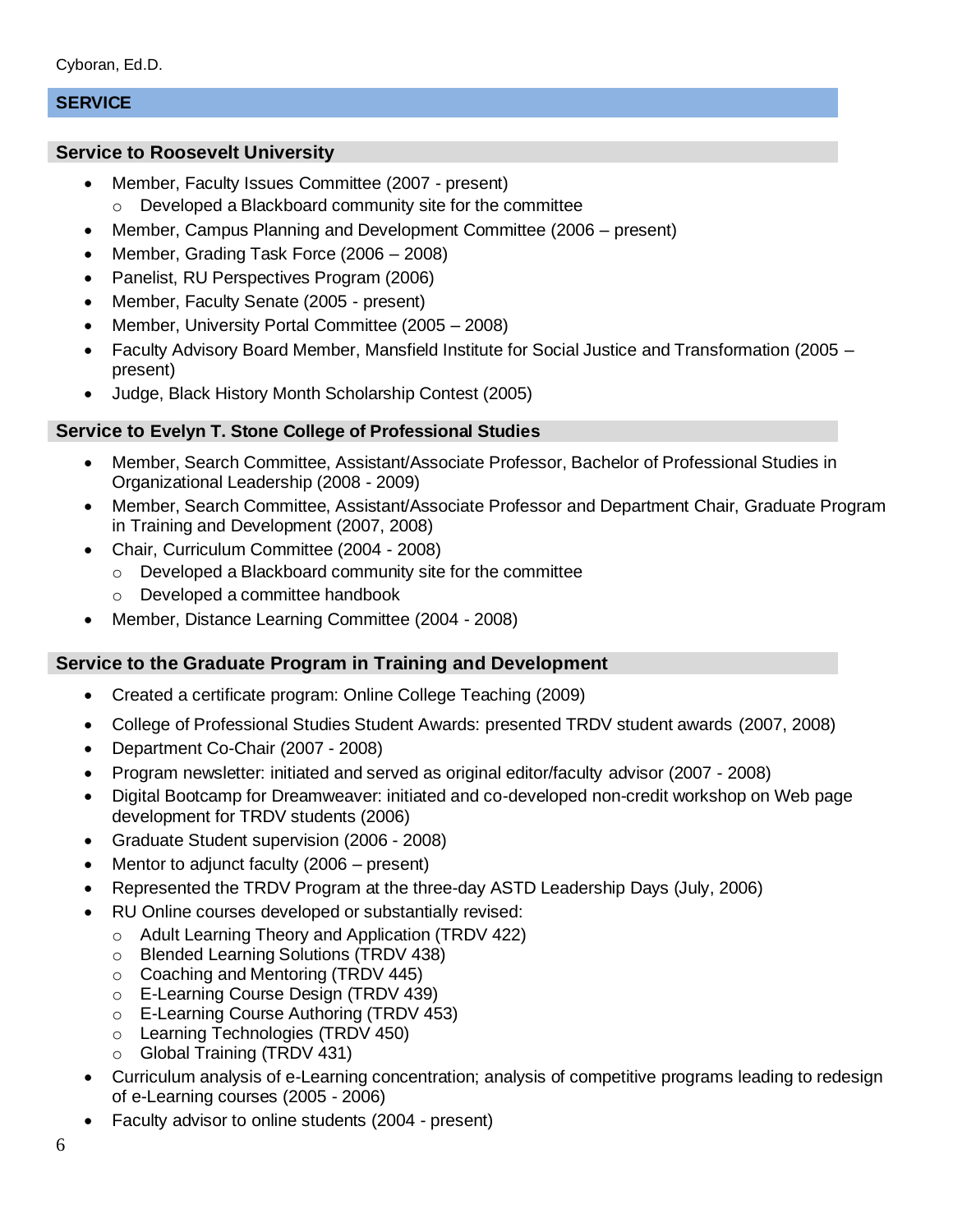## SERVICE

### Service to Roosevelt University

- Member, Faculty Issues Committee (2007 - present)
  - Developed a Blackboard community site for the committee
- Member, Campus Planning and Development Committee (2006 – present)
- Member, Grading Task Force (2006 – 2008)
- Panelist, RU Perspectives Program (2006)
- Member, Faculty Senate (2005 - present)
- Member, University Portal Committee (2005 – 2008)
- Faculty Advisory Board Member, Mansfield Institute for Social Justice and Transformation (2005 – present)
- Judge, Black History Month Scholarship Contest (2005)

### Service to Evelyn T. Stone College of Professional Studies

- Member, Search Committee, Assistant/Associate Professor, Bachelor of Professional Studies in Organizational Leadership (2008 - 2009)
- Member, Search Committee, Assistant/Associate Professor and Department Chair, Graduate Program in Training and Development (2007, 2008)
- Chair, Curriculum Committee (2004 - 2008)
  - Developed a Blackboard community site for the committee
  - Developed a committee handbook
- Member, Distance Learning Committee (2004 - 2008)

### Service to the Graduate Program in Training and Development

- Created a certificate program: Online College Teaching (2009)
- College of Professional Studies Student Awards: presented TRDV student awards (2007, 2008)
- Department Co-Chair (2007 - 2008)
- Program newsletter: initiated and served as original editor/faculty advisor (2007 - 2008)
- Digital Bootcamp for Dreamweaver: initiated and co-developed non-credit workshop on Web page development for TRDV students (2006)
- Graduate Student supervision (2006 - 2008)
- Mentor to adjunct faculty (2006 – present)
- Represented the TRDV Program at the three-day ASTD Leadership Days (July, 2006)
- RU Online courses developed or substantially revised:
  - Adult Learning Theory and Application (TRDV 422)
  - Blended Learning Solutions (TRDV 438)
  - Coaching and Mentoring (TRDV 445)
  - E-Learning Course Design (TRDV 439)
  - E-Learning Course Authoring (TRDV 453)
  - Learning Technologies (TRDV 450)
  - Global Training (TRDV 431)
- Curriculum analysis of e-Learning concentration; analysis of competitive programs leading to redesign of e-Learning courses (2005 - 2006)
- Faculty advisor to online students (2004 - present)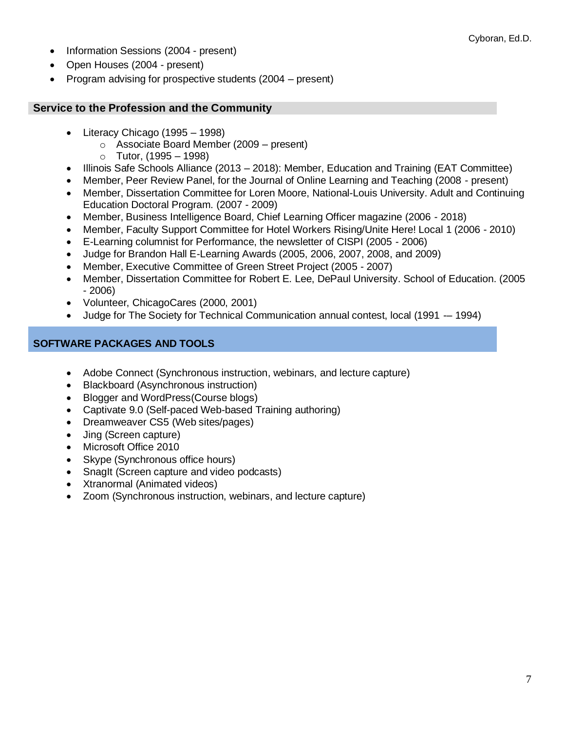- Information Sessions (2004 - present)
- Open Houses (2004 - present)
- Program advising for prospective students (2004 – present)

## Service to the Profession and the Community

- Literacy Chicago (1995 – 1998)
  - Associate Board Member (2009 – present)
  - Tutor, (1995 – 1998)
- Illinois Safe Schools Alliance (2013 – 2018): Member, Education and Training (EAT Committee)
- Member, Peer Review Panel, for the Journal of Online Learning and Teaching (2008 - present)
- Member, Dissertation Committee for Loren Moore, National-Louis University. Adult and Continuing Education Doctoral Program. (2007 - 2009)
- Member, Business Intelligence Board, Chief Learning Officer magazine (2006 - 2018)
- Member, Faculty Support Committee for Hotel Workers Rising/Unite Here! Local 1 (2006 - 2010)
- E-Learning columnist for Performance, the newsletter of CISPI (2005 - 2006)
- Judge for Brandon Hall E-Learning Awards (2005, 2006, 2007, 2008, and 2009)
- Member, Executive Committee of Green Street Project (2005 - 2007)
- Member, Dissertation Committee for Robert E. Lee, DePaul University. School of Education. (2005 - 2006)
- Volunteer, ChicagoCares (2000, 2001)
- Judge for The Society for Technical Communication annual contest, local (1991 -– 1994)

## SOFTWARE PACKAGES AND TOOLS

- Adobe Connect (Synchronous instruction, webinars, and lecture capture)
- Blackboard (Asynchronous instruction)
- Blogger and WordPress(Course blogs)
- Captivate 9.0 (Self-paced Web-based Training authoring)
- Dreamweaver CS5 (Web sites/pages)
- Jing (Screen capture)
- Microsoft Office 2010
- Skype (Synchronous office hours)
- SnagIt (Screen capture and video podcasts)
- Xtranormal (Animated videos)
- Zoom (Synchronous instruction, webinars, and lecture capture)